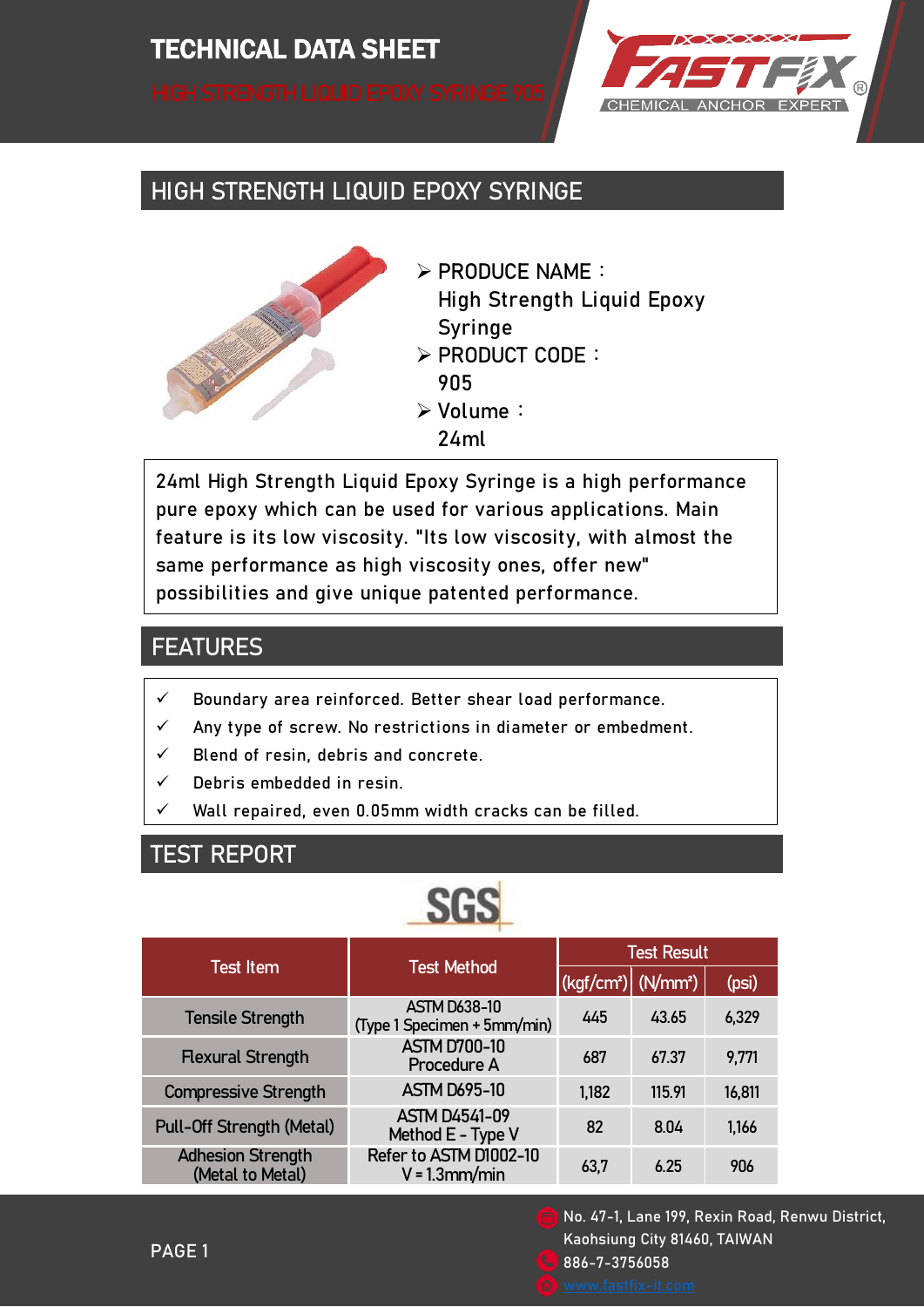# TECHNICAL DATA SHEET

HIGH STRENGTH LIQUID EPOXY SYRINGE 905

FASTFIX® CHEMICAL ANCHOR EXPERT

## HIGH STRENGTH LIQUID EPOXY SYRINGE

- PRODUCE NAME：
  High Strength Liquid Epoxy Syringe
- PRODUCT CODE：
  905
- Volume：
  24ml

24ml High Strength Liquid Epoxy Syringe is a high performance pure epoxy which can be used for various applications. Main feature is its low viscosity. "Its low viscosity, with almost the same performance as high viscosity ones, offer new" possibilities and give unique patented performance.

## FEATURES

- ✓ Boundary area reinforced. Better shear load performance.
- ✓ Any type of screw. No restrictions in diameter or embedment.
- ✓ Blend of resin, debris and concrete.
- ✓ Debris embedded in resin.
- ✓ Wall repaired, even 0.05mm width cracks can be filled.

## TEST REPORT

SGS

| Test Item | Test Method | Test Result | | |
|---|---|---|---|---|
| | | (kgf/cm²) | (N/mm²) | (psi) |
| Tensile Strength | ASTM D638-10 (Type 1 Specimen + 5mm/min) | 445 | 43.65 | 6,329 |
| Flexural Strength | ASTM D700-10 Procedure A | 687 | 67.37 | 9,771 |
| Compressive Strength | ASTM D695-10 | 1,182 | 115.91 | 16,811 |
| Pull-Off Strength (Metal) | ASTM D4541-09 Method E - Type V | 82 | 8.04 | 1,166 |
| Adhesion Strength (Metal to Metal) | Refer to ASTM D1002-10 V = 1.3mm/min | 63,7 | 6.25 | 906 |

No. 47-1, Lane 199, Rexin Road, Renwu District, Kaohsiung City 81460, TAIWAN

886-7-3756058

www.fastfix-it.com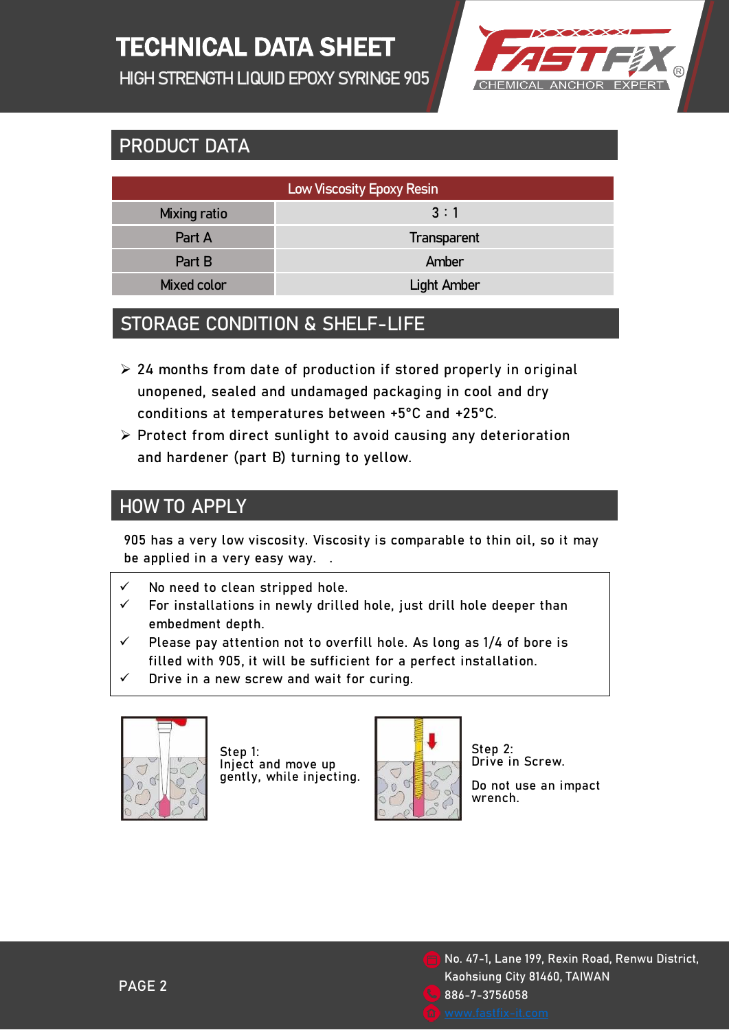## PRODUCT DATA

| Low Viscosity Epoxy Resin | |
|---|---|
| Mixing ratio | 3 : 1 |
| Part A | Transparent |
| Part B | Amber |
| Mixed color | Light Amber |

## STORAGE CONDITION & SHELF-LIFE

- 24 months from date of production if stored properly in original unopened, sealed and undamaged packaging in cool and dry conditions at temperatures between +5°C and +25°C.
- Protect from direct sunlight to avoid causing any deterioration and hardener (part B) turning to yellow.

## HOW TO APPLY

905 has a very low viscosity. Viscosity is comparable to thin oil, so it may be applied in a very easy way.   .

- ✓ No need to clean stripped hole.
- ✓ For installations in newly drilled hole, just drill hole deeper than embedment depth.
- ✓ Please pay attention not to overfill hole. As long as 1/4 of bore is filled with 905, it will be sufficient for a perfect installation.
- ✓ Drive in a new screw and wait for curing.

Step 1:
Inject and move up gently, while injecting.

Step 2:
Drive in Screw.

Do not use an impact wrench.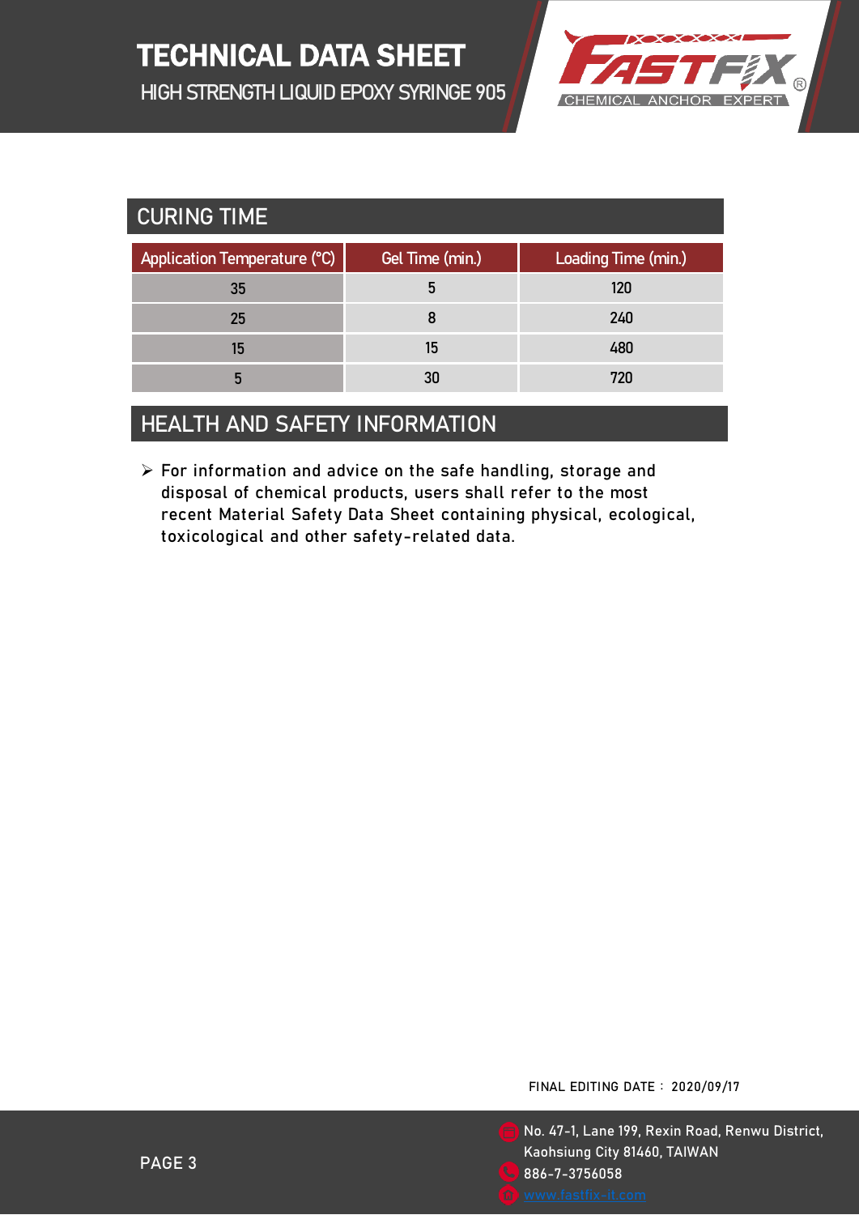## CURING TIME

| Application Temperature (°C) | Gel Time (min.) | Loading Time (min.) |
|---|---|---|
| 35 | 5 | 120 |
| 25 | 8 | 240 |
| 15 | 15 | 480 |
| 5 | 30 | 720 |

## HEALTH AND SAFETY INFORMATION

- For information and advice on the safe handling, storage and disposal of chemical products, users shall refer to the most recent Material Safety Data Sheet containing physical, ecological, toxicological and other safety-related data.

FINAL EDITING DATE： 2020/09/17